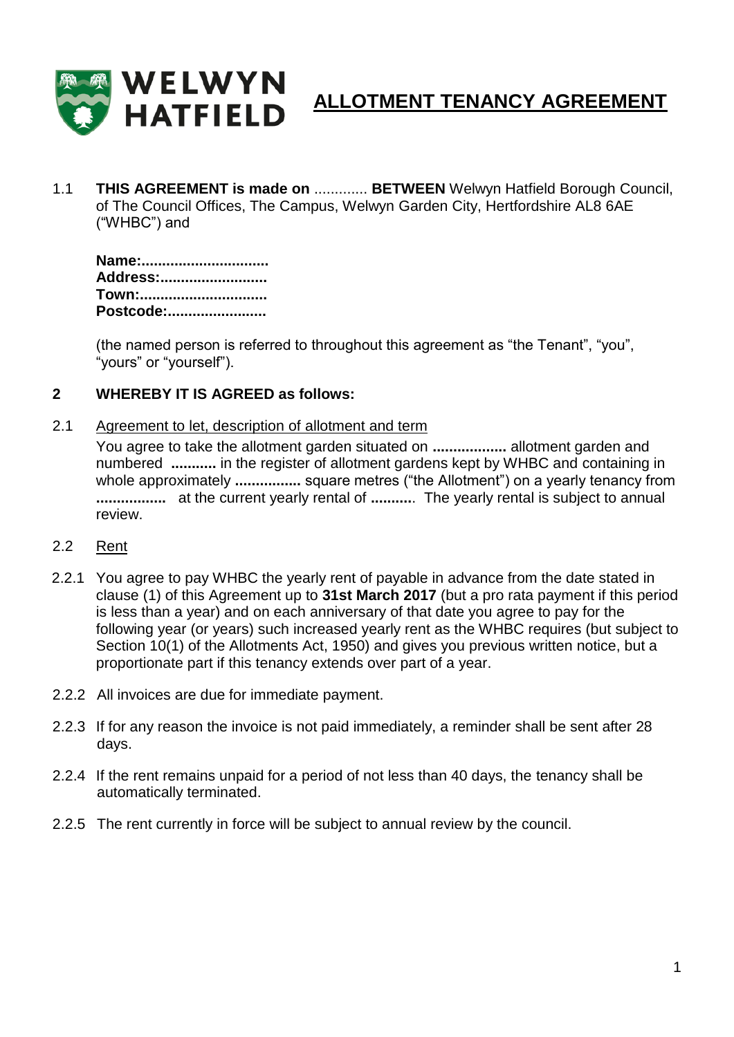# ALLOTMENT TENANCY AGREEMENT

1.1 **THIS AGREEMENT is made on** ............. **BETWEEN** Welwyn Hatfield Borough Council, of The Council Offices, The Campus, Welwyn Garden City, Hertfordshire AL8 6AE ("WHBC") and

**Name:...............................**
**Address:..........................**
**Town:...............................**
**Postcode:........................**

(the named person is referred to throughout this agreement as "the Tenant", "you", "yours" or "yourself").

**2 WHEREBY IT IS AGREED as follows:**

2.1 Agreement to let, description of allotment and term

You agree to take the allotment garden situated on **..................** allotment garden and numbered **...........** in the register of allotment gardens kept by WHBC and containing in whole approximately **................** square metres ("the Allotment") on a yearly tenancy from **.................** at the current yearly rental of **..........**. The yearly rental is subject to annual review.

2.2 Rent

2.2.1 You agree to pay WHBC the yearly rent of payable in advance from the date stated in clause (1) of this Agreement up to **31st March 2017** (but a pro rata payment if this period is less than a year) and on each anniversary of that date you agree to pay for the following year (or years) such increased yearly rent as the WHBC requires (but subject to Section 10(1) of the Allotments Act, 1950) and gives you previous written notice, but a proportionate part if this tenancy extends over part of a year.

2.2.2 All invoices are due for immediate payment.

2.2.3 If for any reason the invoice is not paid immediately, a reminder shall be sent after 28 days.

2.2.4 If the rent remains unpaid for a period of not less than 40 days, the tenancy shall be automatically terminated.

2.2.5 The rent currently in force will be subject to annual review by the council.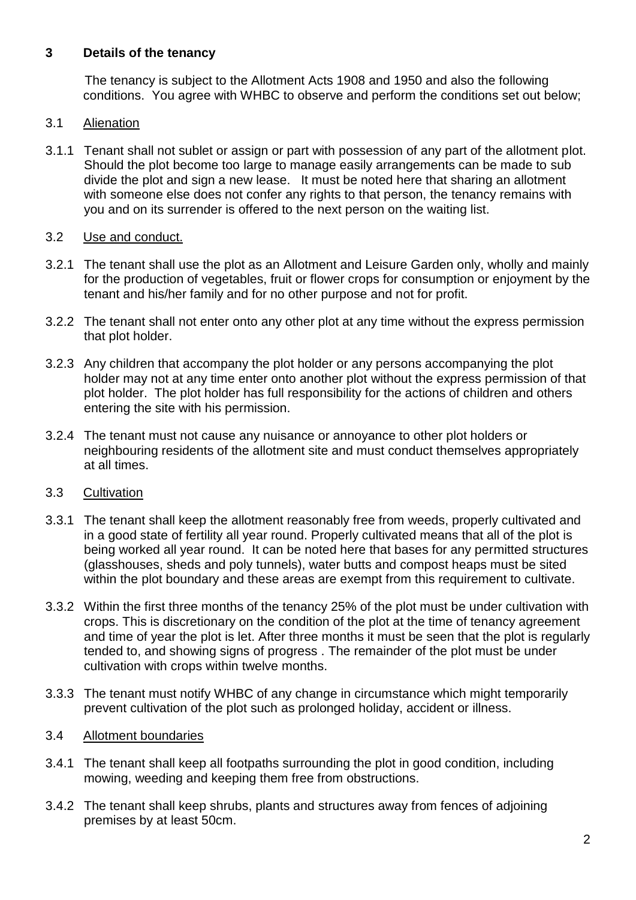## 3 Details of the tenancy

The tenancy is subject to the Allotment Acts 1908 and 1950 and also the following conditions. You agree with WHBC to observe and perform the conditions set out below;

### 3.1 Alienation

3.1.1 Tenant shall not sublet or assign or part with possession of any part of the allotment plot. Should the plot become too large to manage easily arrangements can be made to sub divide the plot and sign a new lease. It must be noted here that sharing an allotment with someone else does not confer any rights to that person, the tenancy remains with you and on its surrender is offered to the next person on the waiting list.

### 3.2 Use and conduct.

3.2.1 The tenant shall use the plot as an Allotment and Leisure Garden only, wholly and mainly for the production of vegetables, fruit or flower crops for consumption or enjoyment by the tenant and his/her family and for no other purpose and not for profit.

3.2.2 The tenant shall not enter onto any other plot at any time without the express permission that plot holder.

3.2.3 Any children that accompany the plot holder or any persons accompanying the plot holder may not at any time enter onto another plot without the express permission of that plot holder. The plot holder has full responsibility for the actions of children and others entering the site with his permission.

3.2.4 The tenant must not cause any nuisance or annoyance to other plot holders or neighbouring residents of the allotment site and must conduct themselves appropriately at all times.

### 3.3 Cultivation

3.3.1 The tenant shall keep the allotment reasonably free from weeds, properly cultivated and in a good state of fertility all year round. Properly cultivated means that all of the plot is being worked all year round. It can be noted here that bases for any permitted structures (glasshouses, sheds and poly tunnels), water butts and compost heaps must be sited within the plot boundary and these areas are exempt from this requirement to cultivate.

3.3.2 Within the first three months of the tenancy 25% of the plot must be under cultivation with crops. This is discretionary on the condition of the plot at the time of tenancy agreement and time of year the plot is let. After three months it must be seen that the plot is regularly tended to, and showing signs of progress . The remainder of the plot must be under cultivation with crops within twelve months.

3.3.3 The tenant must notify WHBC of any change in circumstance which might temporarily prevent cultivation of the plot such as prolonged holiday, accident or illness.

### 3.4 Allotment boundaries

3.4.1 The tenant shall keep all footpaths surrounding the plot in good condition, including mowing, weeding and keeping them free from obstructions.

3.4.2 The tenant shall keep shrubs, plants and structures away from fences of adjoining premises by at least 50cm.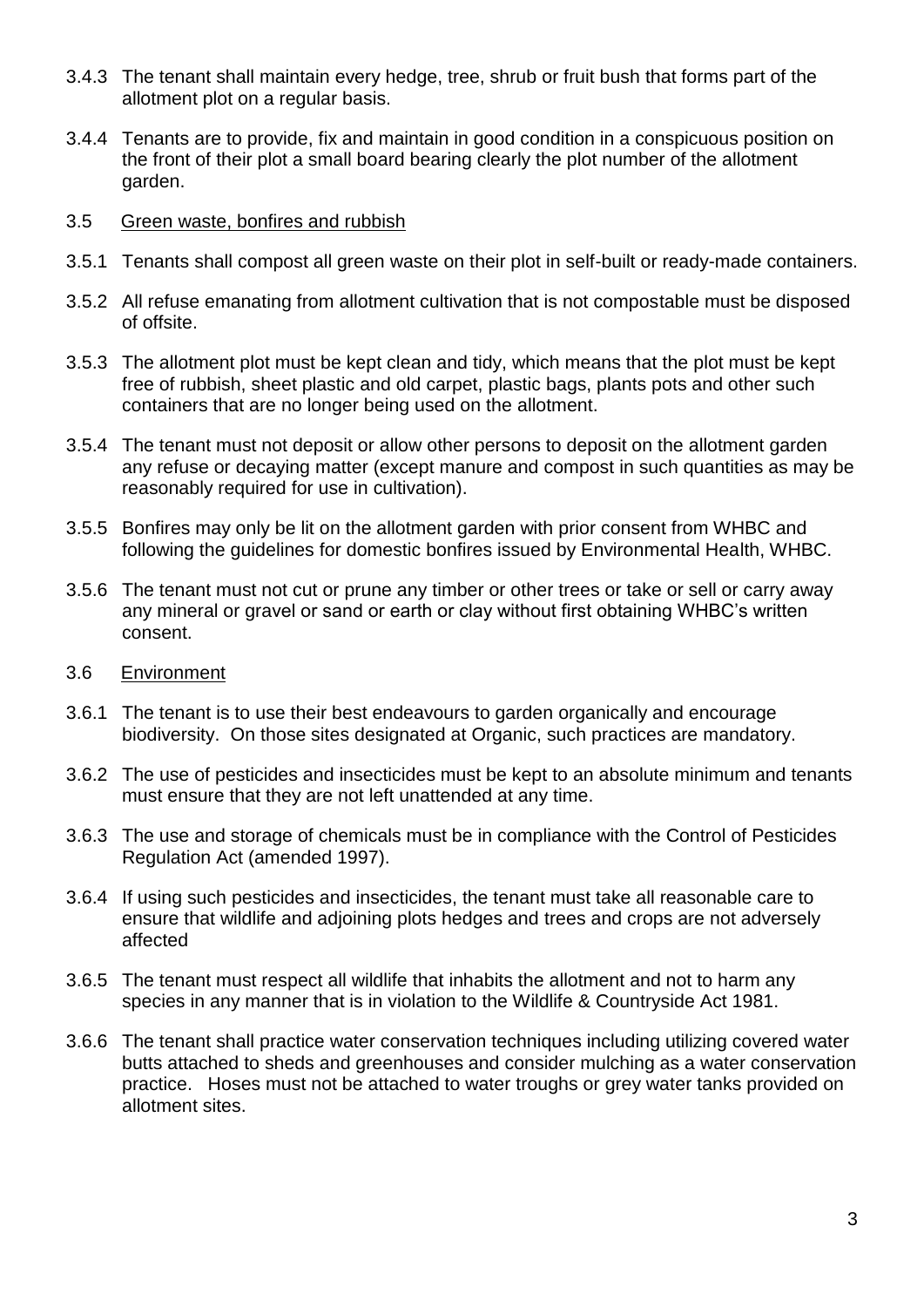3.4.3 The tenant shall maintain every hedge, tree, shrub or fruit bush that forms part of the allotment plot on a regular basis.

3.4.4 Tenants are to provide, fix and maintain in good condition in a conspicuous position on the front of their plot a small board bearing clearly the plot number of the allotment garden.

3.5 <u>Green waste, bonfires and rubbish</u>

3.5.1 Tenants shall compost all green waste on their plot in self-built or ready-made containers.

3.5.2 All refuse emanating from allotment cultivation that is not compostable must be disposed of offsite.

3.5.3 The allotment plot must be kept clean and tidy, which means that the plot must be kept free of rubbish, sheet plastic and old carpet, plastic bags, plants pots and other such containers that are no longer being used on the allotment.

3.5.4 The tenant must not deposit or allow other persons to deposit on the allotment garden any refuse or decaying matter (except manure and compost in such quantities as may be reasonably required for use in cultivation).

3.5.5 Bonfires may only be lit on the allotment garden with prior consent from WHBC and following the guidelines for domestic bonfires issued by Environmental Health, WHBC.

3.5.6 The tenant must not cut or prune any timber or other trees or take or sell or carry away any mineral or gravel or sand or earth or clay without first obtaining WHBC's written consent.

3.6 <u>Environment</u>

3.6.1 The tenant is to use their best endeavours to garden organically and encourage biodiversity. On those sites designated at Organic, such practices are mandatory.

3.6.2 The use of pesticides and insecticides must be kept to an absolute minimum and tenants must ensure that they are not left unattended at any time.

3.6.3 The use and storage of chemicals must be in compliance with the Control of Pesticides Regulation Act (amended 1997).

3.6.4 If using such pesticides and insecticides, the tenant must take all reasonable care to ensure that wildlife and adjoining plots hedges and trees and crops are not adversely affected

3.6.5 The tenant must respect all wildlife that inhabits the allotment and not to harm any species in any manner that is in violation to the Wildlife & Countryside Act 1981.

3.6.6 The tenant shall practice water conservation techniques including utilizing covered water butts attached to sheds and greenhouses and consider mulching as a water conservation practice. Hoses must not be attached to water troughs or grey water tanks provided on allotment sites.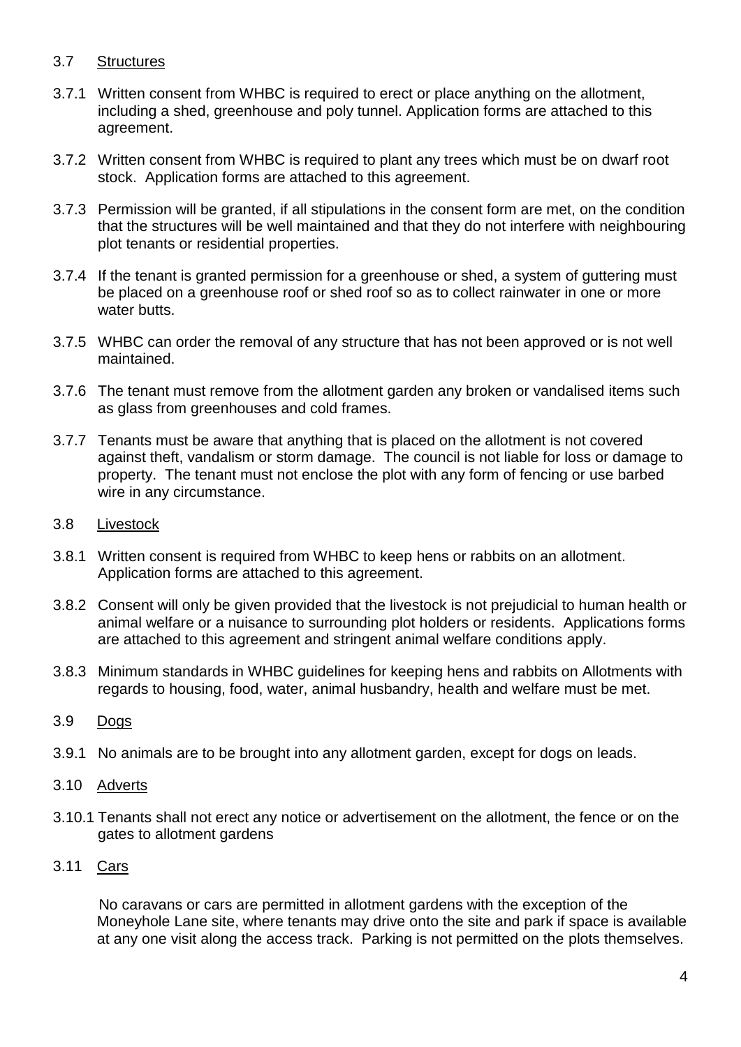### 3.7 Structures

3.7.1 Written consent from WHBC is required to erect or place anything on the allotment, including a shed, greenhouse and poly tunnel. Application forms are attached to this agreement.

3.7.2 Written consent from WHBC is required to plant any trees which must be on dwarf root stock. Application forms are attached to this agreement.

3.7.3 Permission will be granted, if all stipulations in the consent form are met, on the condition that the structures will be well maintained and that they do not interfere with neighbouring plot tenants or residential properties.

3.7.4 If the tenant is granted permission for a greenhouse or shed, a system of guttering must be placed on a greenhouse roof or shed roof so as to collect rainwater in one or more water butts.

3.7.5 WHBC can order the removal of any structure that has not been approved or is not well maintained.

3.7.6 The tenant must remove from the allotment garden any broken or vandalised items such as glass from greenhouses and cold frames.

3.7.7 Tenants must be aware that anything that is placed on the allotment is not covered against theft, vandalism or storm damage. The council is not liable for loss or damage to property. The tenant must not enclose the plot with any form of fencing or use barbed wire in any circumstance.

### 3.8 Livestock

3.8.1 Written consent is required from WHBC to keep hens or rabbits on an allotment. Application forms are attached to this agreement.

3.8.2 Consent will only be given provided that the livestock is not prejudicial to human health or animal welfare or a nuisance to surrounding plot holders or residents. Applications forms are attached to this agreement and stringent animal welfare conditions apply.

3.8.3 Minimum standards in WHBC guidelines for keeping hens and rabbits on Allotments with regards to housing, food, water, animal husbandry, health and welfare must be met.

### 3.9 Dogs

3.9.1 No animals are to be brought into any allotment garden, except for dogs on leads.

### 3.10 Adverts

3.10.1 Tenants shall not erect any notice or advertisement on the allotment, the fence or on the gates to allotment gardens

### 3.11 Cars

No caravans or cars are permitted in allotment gardens with the exception of the Moneyhole Lane site, where tenants may drive onto the site and park if space is available at any one visit along the access track. Parking is not permitted on the plots themselves.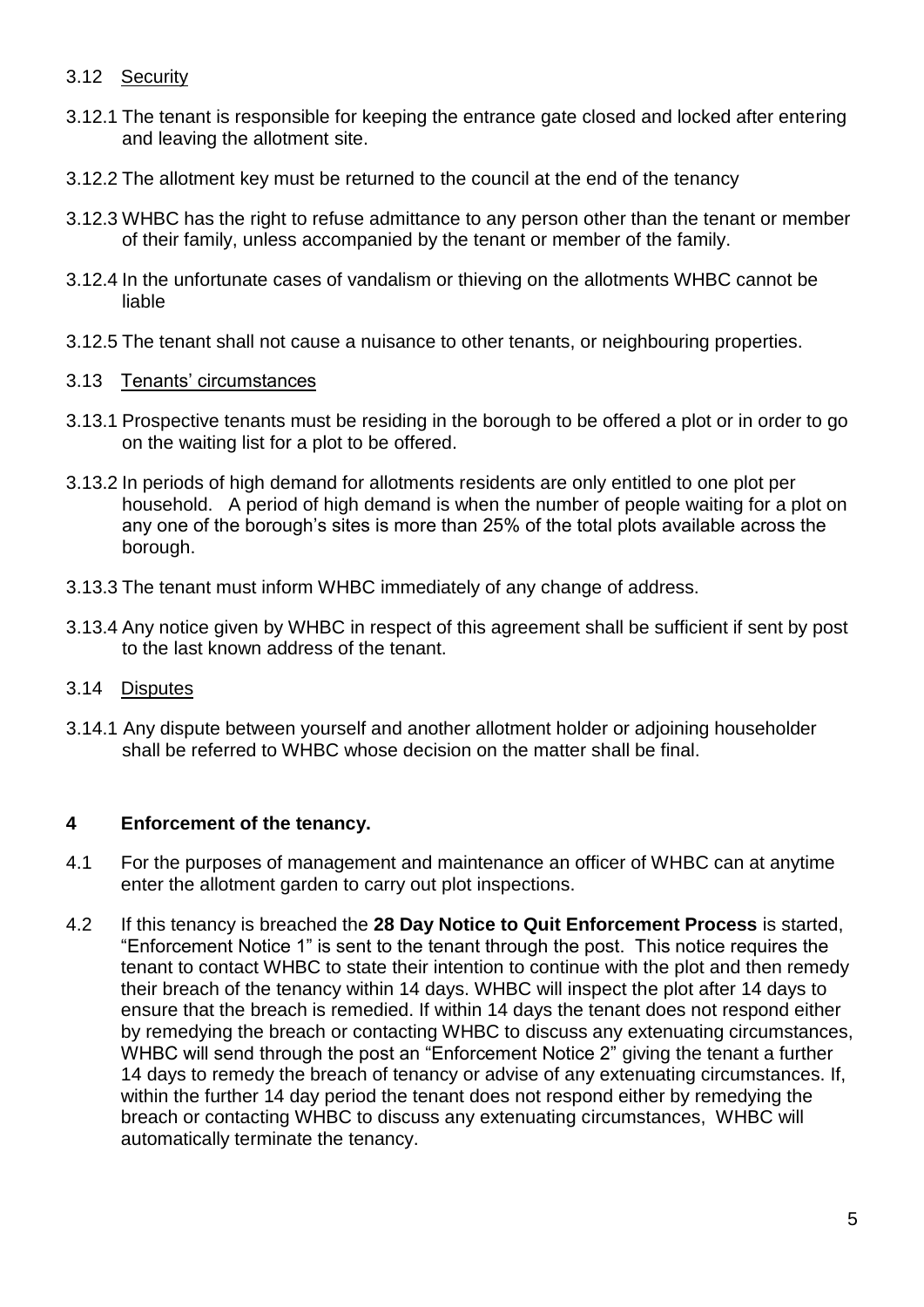### 3.12 Security

3.12.1 The tenant is responsible for keeping the entrance gate closed and locked after entering and leaving the allotment site.

3.12.2 The allotment key must be returned to the council at the end of the tenancy

3.12.3 WHBC has the right to refuse admittance to any person other than the tenant or member of their family, unless accompanied by the tenant or member of the family.

3.12.4 In the unfortunate cases of vandalism or thieving on the allotments WHBC cannot be liable

3.12.5 The tenant shall not cause a nuisance to other tenants, or neighbouring properties.

### 3.13 Tenants' circumstances

3.13.1 Prospective tenants must be residing in the borough to be offered a plot or in order to go on the waiting list for a plot to be offered.

3.13.2 In periods of high demand for allotments residents are only entitled to one plot per household. A period of high demand is when the number of people waiting for a plot on any one of the borough's sites is more than 25% of the total plots available across the borough.

3.13.3 The tenant must inform WHBC immediately of any change of address.

3.13.4 Any notice given by WHBC in respect of this agreement shall be sufficient if sent by post to the last known address of the tenant.

### 3.14 Disputes

3.14.1 Any dispute between yourself and another allotment holder or adjoining householder shall be referred to WHBC whose decision on the matter shall be final.

## 4 Enforcement of the tenancy.

4.1 For the purposes of management and maintenance an officer of WHBC can at anytime enter the allotment garden to carry out plot inspections.

4.2 If this tenancy is breached the **28 Day Notice to Quit Enforcement Process** is started, "Enforcement Notice 1" is sent to the tenant through the post. This notice requires the tenant to contact WHBC to state their intention to continue with the plot and then remedy their breach of the tenancy within 14 days. WHBC will inspect the plot after 14 days to ensure that the breach is remedied. If within 14 days the tenant does not respond either by remedying the breach or contacting WHBC to discuss any extenuating circumstances, WHBC will send through the post an "Enforcement Notice 2" giving the tenant a further 14 days to remedy the breach of tenancy or advise of any extenuating circumstances. If, within the further 14 day period the tenant does not respond either by remedying the breach or contacting WHBC to discuss any extenuating circumstances, WHBC will automatically terminate the tenancy.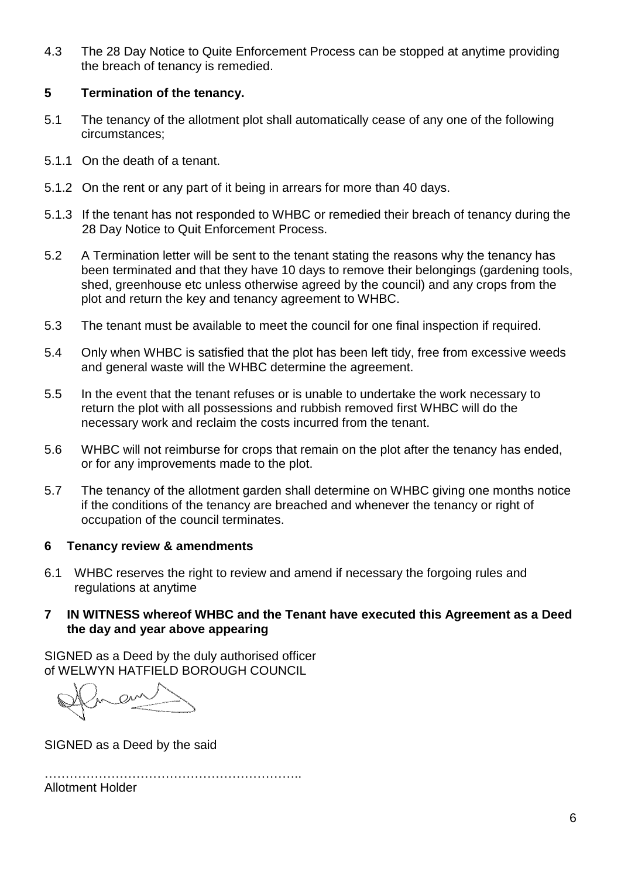4.3 The 28 Day Notice to Quite Enforcement Process can be stopped at anytime providing the breach of tenancy is remedied.

## 5 Termination of the tenancy.

5.1 The tenancy of the allotment plot shall automatically cease of any one of the following circumstances;

5.1.1 On the death of a tenant.

5.1.2 On the rent or any part of it being in arrears for more than 40 days.

5.1.3 If the tenant has not responded to WHBC or remedied their breach of tenancy during the 28 Day Notice to Quit Enforcement Process.

5.2 A Termination letter will be sent to the tenant stating the reasons why the tenancy has been terminated and that they have 10 days to remove their belongings (gardening tools, shed, greenhouse etc unless otherwise agreed by the council) and any crops from the plot and return the key and tenancy agreement to WHBC.

5.3 The tenant must be available to meet the council for one final inspection if required.

5.4 Only when WHBC is satisfied that the plot has been left tidy, free from excessive weeds and general waste will the WHBC determine the agreement.

5.5 In the event that the tenant refuses or is unable to undertake the work necessary to return the plot with all possessions and rubbish removed first WHBC will do the necessary work and reclaim the costs incurred from the tenant.

5.6 WHBC will not reimburse for crops that remain on the plot after the tenancy has ended, or for any improvements made to the plot.

5.7 The tenancy of the allotment garden shall determine on WHBC giving one months notice if the conditions of the tenancy are breached and whenever the tenancy or right of occupation of the council terminates.

## 6 Tenancy review & amendments

6.1 WHBC reserves the right to review and amend if necessary the forgoing rules and regulations at anytime

## 7 IN WITNESS whereof WHBC and the Tenant have executed this Agreement as a Deed the day and year above appearing

SIGNED as a Deed by the duly authorised officer
of WELWYN HATFIELD BOROUGH COUNCIL

SIGNED as a Deed by the said

……………………………………………………..
Allotment Holder